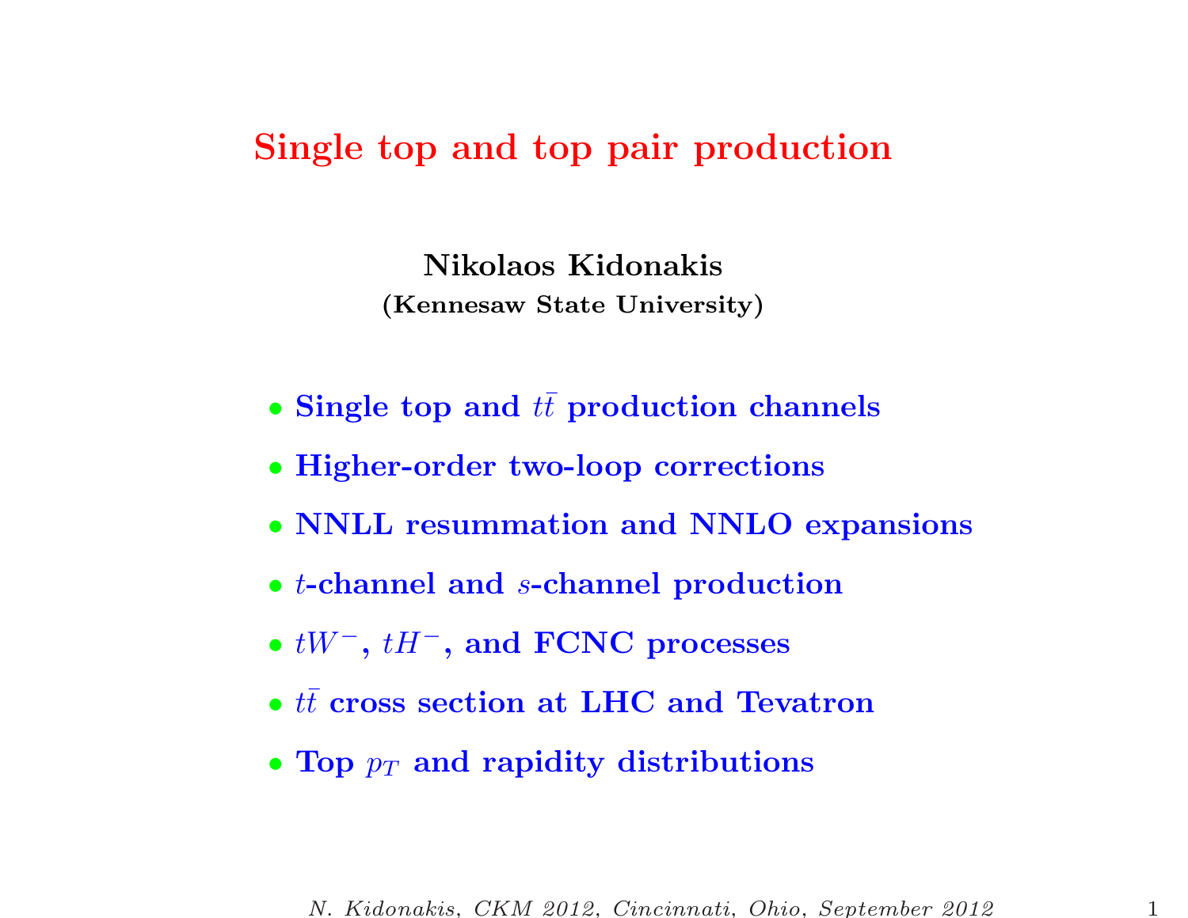# Single top and top pair production

**Nikolaos Kidonakis**
**(Kennesaw State University)**

- **Single top and $t\bar{t}$ production channels**
- **Higher-order two-loop corrections**
- **NNLL resummation and NNLO expansions**
- **$t$-channel and $s$-channel production**
- **$tW^-$, $tH^-$, and FCNC processes**
- **$t\bar{t}$ cross section at LHC and Tevatron**
- **Top $p_T$ and rapidity distributions**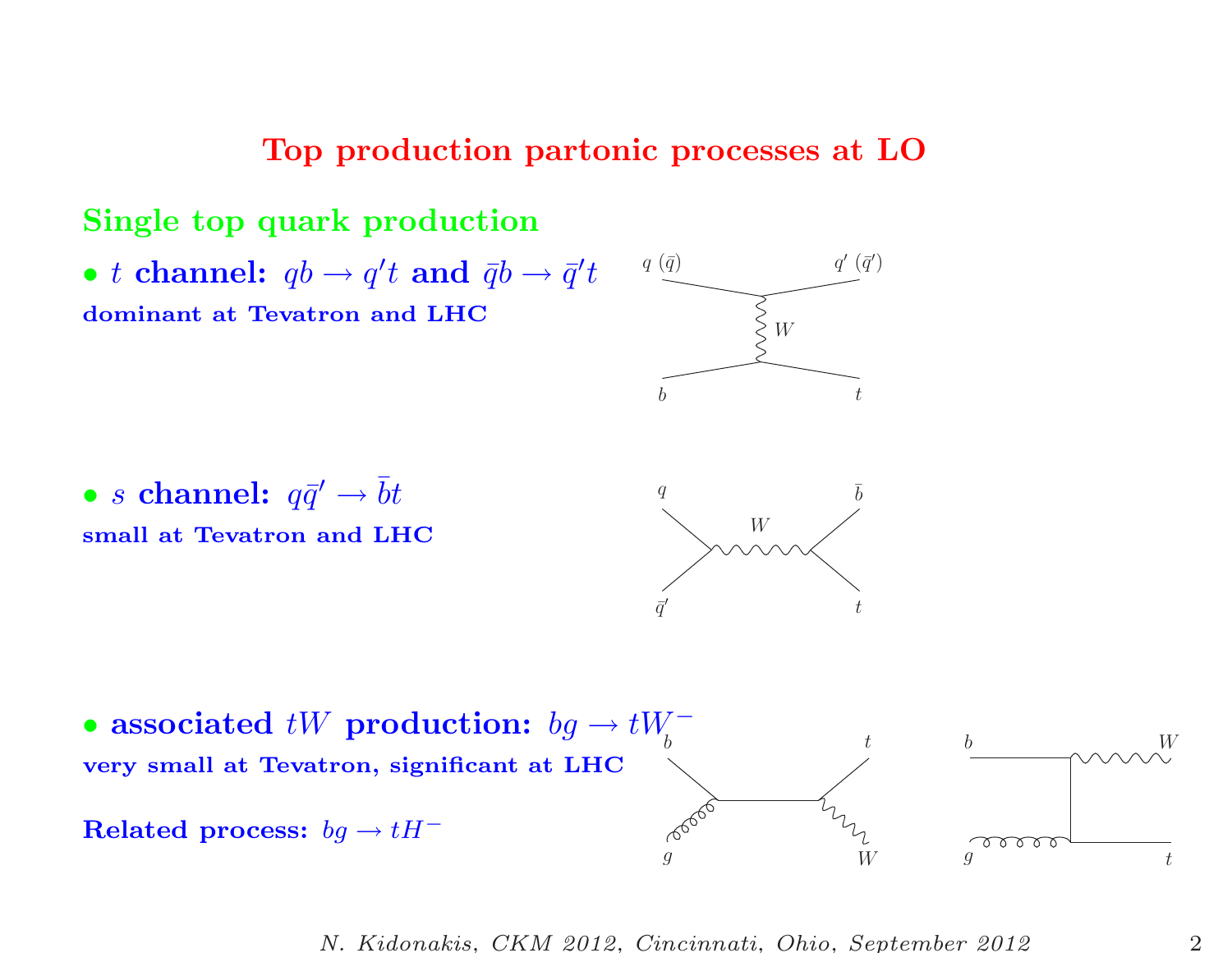# Top production partonic processes at LO

## Single top quark production

- **$t$ channel: $qb \to q't$ and $\bar{q}b \to \bar{q}'t$**

  **dominant at Tevatron and LHC**

- **$s$ channel: $q\bar{q}' \to \bar{b}t$**

  **small at Tevatron and LHC**

- **associated $tW$ production: $bg \to tW^-$**

  **very small at Tevatron, significant at LHC**

**Related process: $bg \to tH^-$**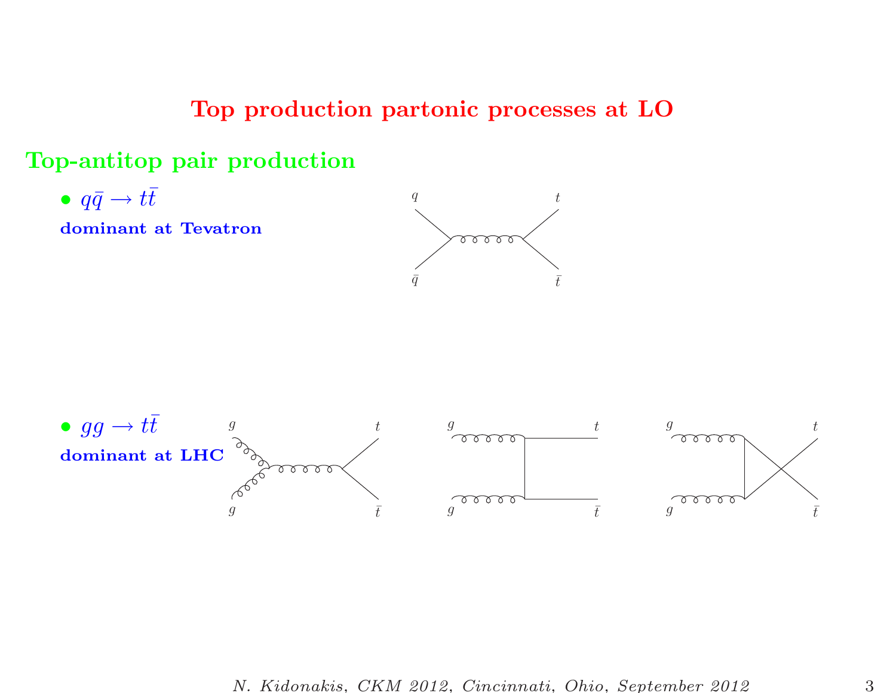# Top production partonic processes at LO

## Top-antitop pair production

- $q\bar{q} \rightarrow t\bar{t}$

  **dominant at Tevatron**

- $gg \rightarrow t\bar{t}$

  **dominant at LHC**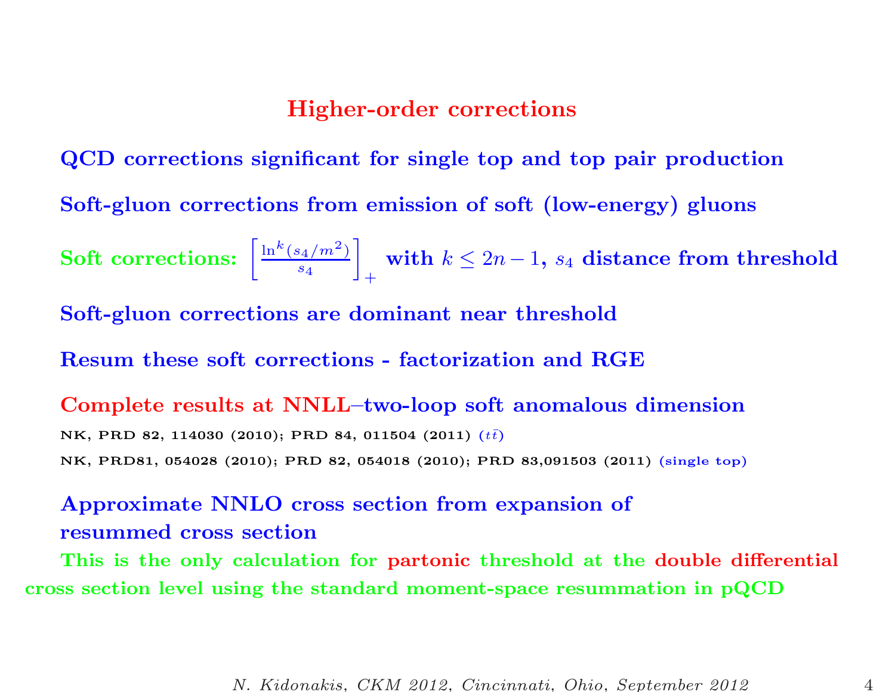## Higher-order corrections

**QCD corrections significant for single top and top pair production**

**Soft-gluon corrections from emission of soft (low-energy) gluons**

**Soft corrections:** $\left[\frac{\ln^k(s_4/m^2)}{s_4}\right]_+$ **with** $k \le 2n-1$, $s_4$ **distance from threshold**

**Soft-gluon corrections are dominant near threshold**

**Resum these soft corrections - factorization and RGE**

**Complete results at NNLL–two-loop soft anomalous dimension**

NK, PRD 82, 114030 (2010); PRD 84, 011504 (2011) ($t\bar{t}$)

NK, PRD81, 054028 (2010); PRD 82, 054018 (2010); PRD 83,091503 (2011) (single top)

**Approximate NNLO cross section from expansion of resummed cross section**

**This is the only calculation for partonic threshold at the double differential cross section level using the standard moment-space resummation in pQCD**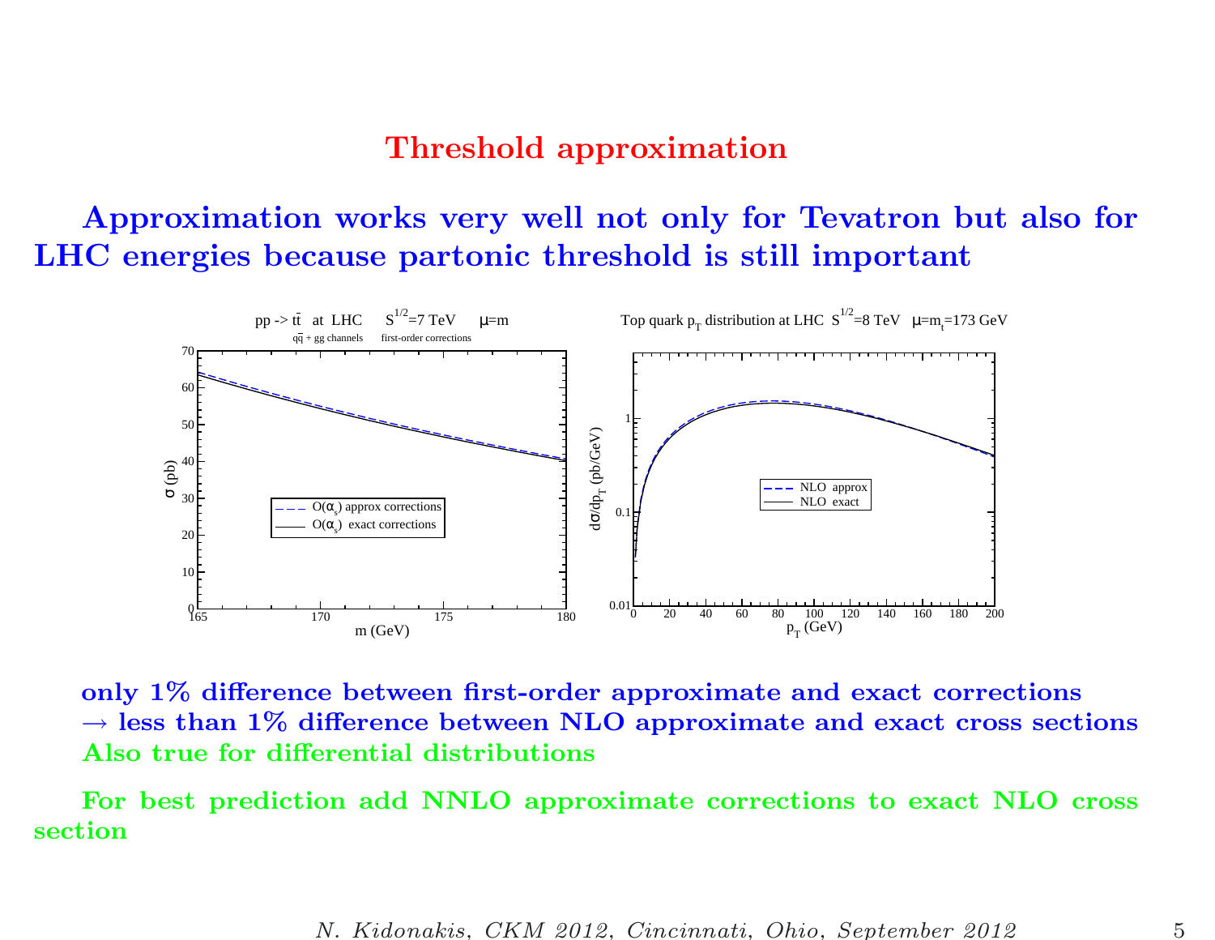# Threshold approximation

**Approximation works very well not only for Tevatron but also for LHC energies because partonic threshold is still important**

**only 1% difference between first-order approximate and exact corrections**
**$\rightarrow$ less than 1% difference between NLO approximate and exact cross sections**
**Also true for differential distributions**

**For best prediction add NNLO approximate corrections to exact NLO cross section**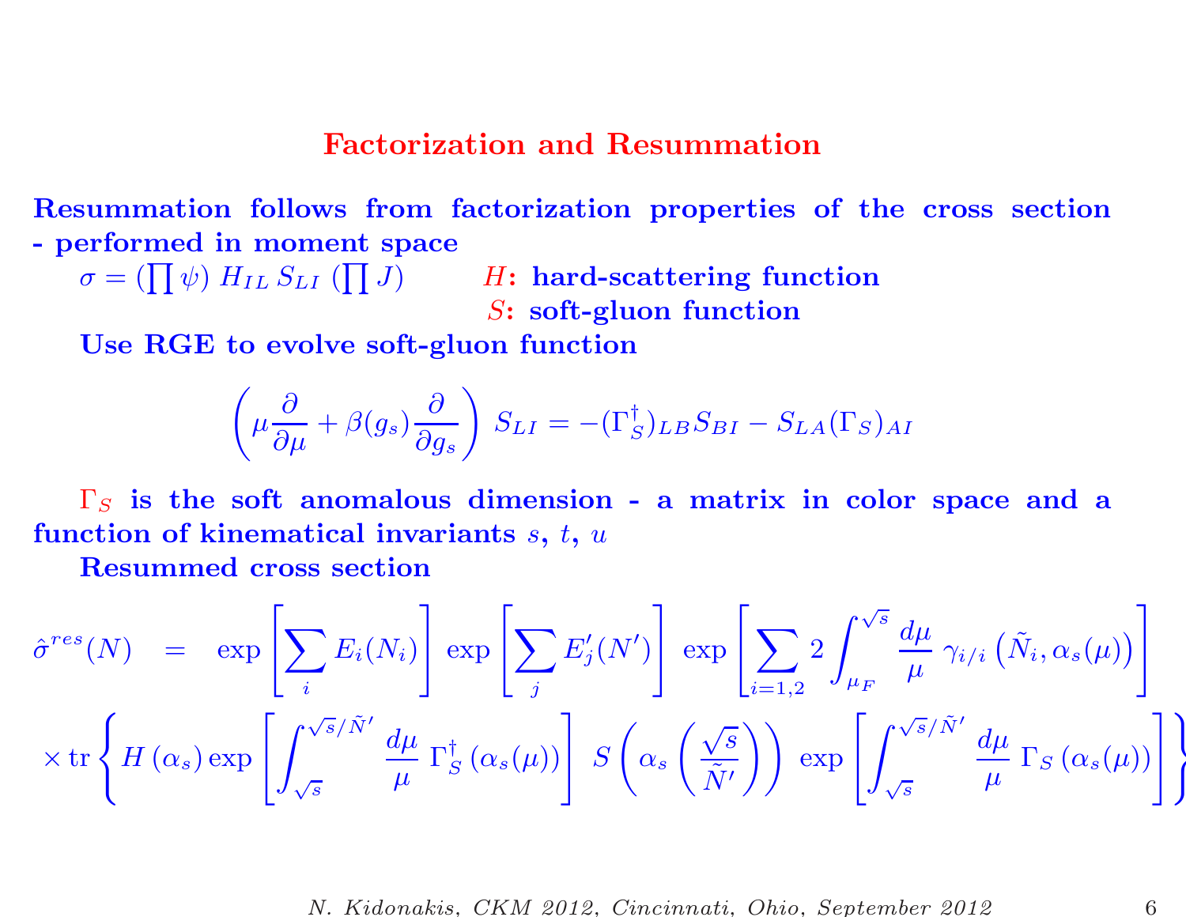# Factorization and Resummation

**Resummation follows from factorization properties of the cross section - performed in moment space**

$\sigma = \left(\prod \psi\right) H_{IL} \, S_{LI} \left(\prod J\right)$  $H$: **hard-scattering function**

$S$: **soft-gluon function**

**Use RGE to evolve soft-gluon function**

$$\left(\mu \frac{\partial}{\partial \mu} + \beta(g_s) \frac{\partial}{\partial g_s}\right) S_{LI} = -(\Gamma_S^\dagger)_{LB} S_{BI} - S_{LA} (\Gamma_S)_{AI}$$

$\Gamma_S$ **is the soft anomalous dimension - a matrix in color space and a function of kinematical invariants** $s$, $t$, $u$

**Resummed cross section**

$$\hat{\sigma}^{res}(N) = \exp\left[\sum_i E_i(N_i)\right] \exp\left[\sum_j E'_j(N')\right] \exp\left[\sum_{i=1,2} 2 \int_{\mu_F}^{\sqrt{s}} \frac{d\mu}{\mu} \, \gamma_{i/i}\left(\tilde{N}_i, \alpha_s(\mu)\right)\right]$$

$$\times \, \mathrm{tr}\left\{ H\left(\alpha_s\right) \exp\left[\int_{\sqrt{s}}^{\sqrt{s}/\tilde{N}'} \frac{d\mu}{\mu} \, \Gamma_S^\dagger\left(\alpha_s(\mu)\right)\right] S\left(\alpha_s\left(\frac{\sqrt{s}}{\tilde{N}'}\right)\right) \exp\left[\int_{\sqrt{s}}^{\sqrt{s}/\tilde{N}'} \frac{d\mu}{\mu} \, \Gamma_S\left(\alpha_s(\mu)\right)\right]\right\}$$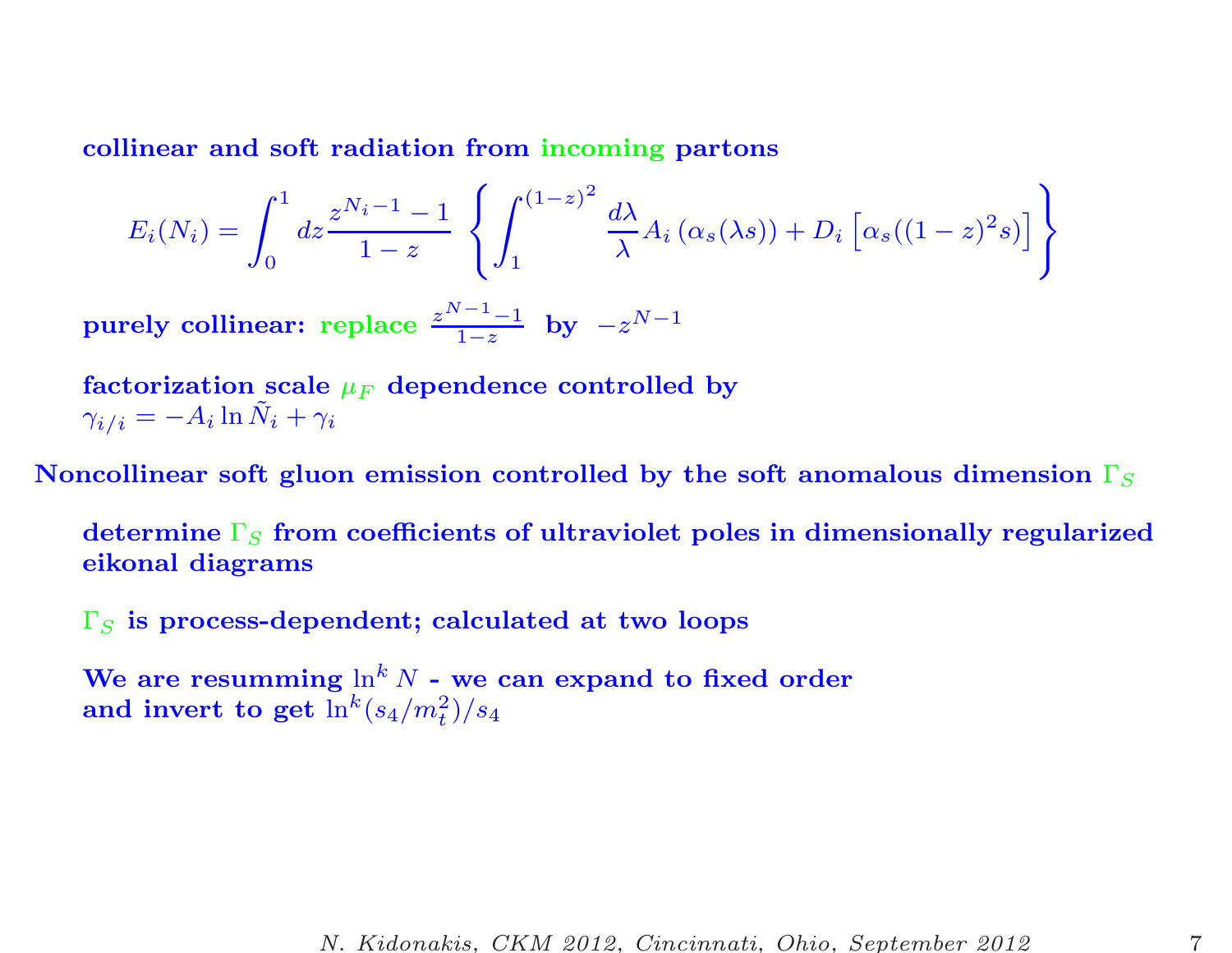**collinear and soft radiation from incoming partons**

$$E_i(N_i) = \int_0^1 dz \frac{z^{N_i-1} - 1}{1-z} \left\{ \int_1^{(1-z)^2} \frac{d\lambda}{\lambda} A_i\left(\alpha_s(\lambda s)\right) + D_i\left[\alpha_s((1-z)^2 s)\right] \right\}$$

**purely collinear: replace** $\frac{z^{N-1}-1}{1-z}$ **by** $-z^{N-1}$

**factorization scale** $\mu_F$ **dependence controlled by**
$\gamma_{i/i} = -A_i \ln \tilde{N}_i + \gamma_i$

**Noncollinear soft gluon emission controlled by the soft anomalous dimension** $\Gamma_S$

**determine** $\Gamma_S$ **from coefficients of ultraviolet poles in dimensionally regularized eikonal diagrams**

$\Gamma_S$ **is process-dependent; calculated at two loops**

**We are resumming** $\ln^k N$ **- we can expand to fixed order and invert to get** $\ln^k(s_4/m_t^2)/s_4$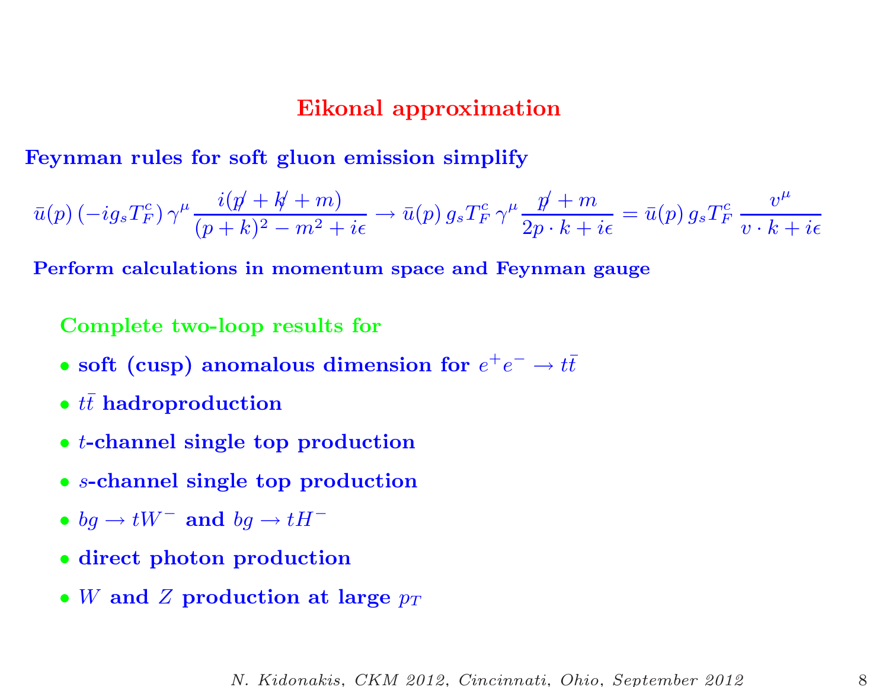# Eikonal approximation

**Feynman rules for soft gluon emission simplify**

$$\bar{u}(p)\,(-ig_s T_F^c)\,\gamma^\mu \frac{i(\not{p} + \not{k} + m)}{(p+k)^2 - m^2 + i\epsilon} \rightarrow \bar{u}(p)\,g_s T_F^c\,\gamma^\mu \frac{\not{p} + m}{2p \cdot k + i\epsilon} = \bar{u}(p)\,g_s T_F^c\,\frac{v^\mu}{v \cdot k + i\epsilon}$$

**Perform calculations in momentum space and Feynman gauge**

**Complete two-loop results for**

- **soft (cusp) anomalous dimension for $e^+e^- \rightarrow t\bar{t}$**
- **$t\bar{t}$ hadroproduction**
- **$t$-channel single top production**
- **$s$-channel single top production**
- **$bg \rightarrow tW^-$ and $bg \rightarrow tH^-$**
- **direct photon production**
- **$W$ and $Z$ production at large $p_T$**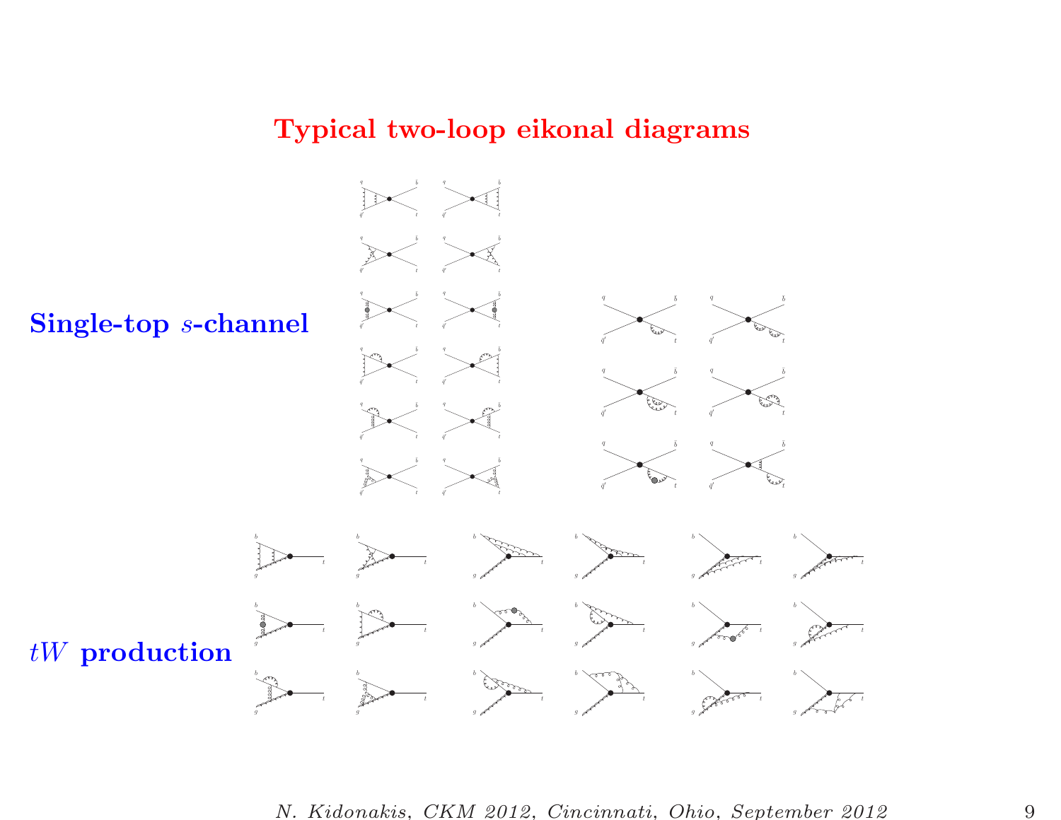# Typical two-loop eikonal diagrams

**Single-top $s$-channel**

***$tW$* production**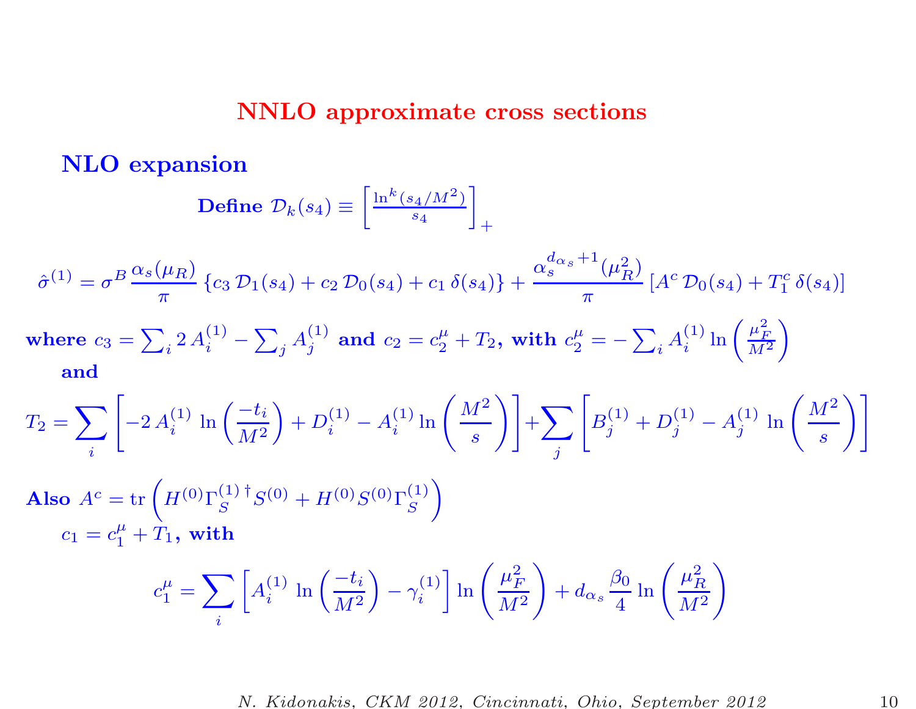# NNLO approximate cross sections

## NLO expansion

**Define** $\mathcal{D}_k(s_4) \equiv \left[\frac{\ln^k(s_4/M^2)}{s_4}\right]_+$

$$\hat{\sigma}^{(1)} = \sigma^B \frac{\alpha_s(\mu_R)}{\pi} \left\{c_3\, \mathcal{D}_1(s_4) + c_2\, \mathcal{D}_0(s_4) + c_1\, \delta(s_4)\right\} + \frac{\alpha_s^{d_{\alpha_s}+1}(\mu_R^2)}{\pi} \left[A^c\, \mathcal{D}_0(s_4) + T_1^c\, \delta(s_4)\right]$$

**where** $c_3 = \sum_i 2\, A_i^{(1)} - \sum_j A_j^{(1)}$ **and** $c_2 = c_2^\mu + T_2$, **with** $c_2^\mu = -\sum_i A_i^{(1)} \ln\left(\frac{\mu_F^2}{M^2}\right)$

**and**

$$T_2 = \sum_i \left[-2\, A_i^{(1)}\, \ln\left(\frac{-t_i}{M^2}\right) + D_i^{(1)} - A_i^{(1)} \ln\left(\frac{M^2}{s}\right)\right] + \sum_j \left[B_j^{(1)} + D_j^{(1)} - A_j^{(1)}\, \ln\left(\frac{M^2}{s}\right)\right]$$

**Also** $A^c = \mathrm{tr}\left(H^{(0)} \Gamma_S^{(1)\,\dagger} S^{(0)} + H^{(0)} S^{(0)} \Gamma_S^{(1)}\right)$

$c_1 = c_1^\mu + T_1$, **with**

$$c_1^\mu = \sum_i \left[A_i^{(1)}\, \ln\left(\frac{-t_i}{M^2}\right) - \gamma_i^{(1)}\right] \ln\left(\frac{\mu_F^2}{M^2}\right) + d_{\alpha_s} \frac{\beta_0}{4} \ln\left(\frac{\mu_R^2}{M^2}\right)$$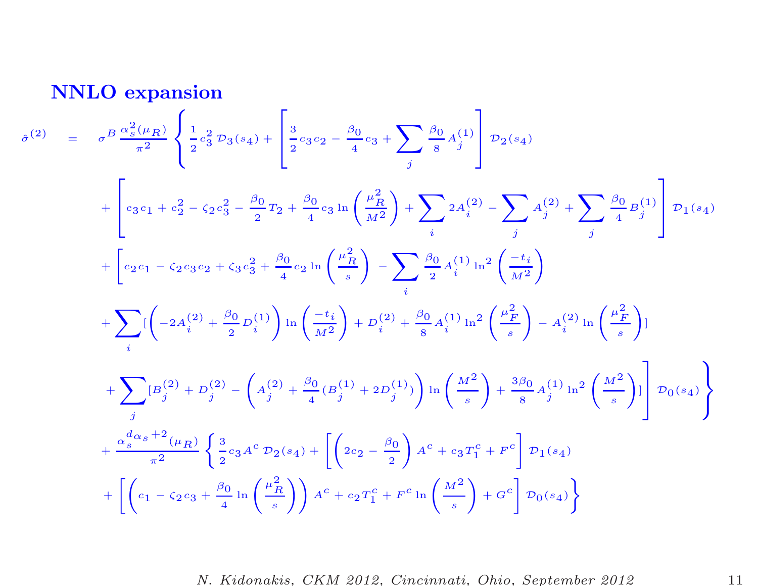## NNLO expansion

$$
\begin{aligned}
\hat{\sigma}^{(2)} \quad = \quad & \sigma^B \frac{\alpha_s^2(\mu_R)}{\pi^2} \left\{ \frac{1}{2} c_3^2 \, \mathcal{D}_3(s_4) + \left[ \frac{3}{2} c_3 c_2 - \frac{\beta_0}{4} c_3 + \sum_j \frac{\beta_0}{8} A_j^{(1)} \right] \mathcal{D}_2(s_4) \right. \\
& + \left[ c_3 c_1 + c_2^2 - \zeta_2 c_3^2 - \frac{\beta_0}{2} T_2 + \frac{\beta_0}{4} c_3 \ln\left(\frac{\mu_R^2}{M^2}\right) + \sum_i 2 A_i^{(2)} - \sum_j A_j^{(2)} + \sum_j \frac{\beta_0}{4} B_j^{(1)} \right] \mathcal{D}_1(s_4) \\
& + \left[ c_2 c_1 - \zeta_2 c_3 c_2 + \zeta_3 c_3^2 + \frac{\beta_0}{4} c_2 \ln\left(\frac{\mu_R^2}{s}\right) - \sum_i \frac{\beta_0}{2} A_i^{(1)} \ln^2\left(\frac{-t_i}{M^2}\right) \right. \\
& + \sum_i [\left( -2 A_i^{(2)} + \frac{\beta_0}{2} D_i^{(1)} \right) \ln\left(\frac{-t_i}{M^2}\right) + D_i^{(2)} + \frac{\beta_0}{8} A_i^{(1)} \ln^2\left(\frac{\mu_F^2}{s}\right) - A_i^{(2)} \ln\left(\frac{\mu_F^2}{s}\right)] \\
& \left. \left. + \sum_j [B_j^{(2)} + D_j^{(2)} - \left( A_j^{(2)} + \frac{\beta_0}{4} (B_j^{(1)} + 2 D_j^{(1)}) \right) \ln\left(\frac{M^2}{s}\right) + \frac{3\beta_0}{8} A_j^{(1)} \ln^2\left(\frac{M^2}{s}\right)] \right] \mathcal{D}_0(s_4) \right\} \\
& + \frac{\alpha_s^{d_{\alpha_s}+2}(\mu_R)}{\pi^2} \left\{ \frac{3}{2} c_3 A^c \, \mathcal{D}_2(s_4) + \left[ \left( 2 c_2 - \frac{\beta_0}{2} \right) A^c + c_3 T_1^c + F^c \right] \mathcal{D}_1(s_4) \right. \\
& \left. + \left[ \left( c_1 - \zeta_2 c_3 + \frac{\beta_0}{4} \ln\left(\frac{\mu_R^2}{s}\right) \right) A^c + c_2 T_1^c + F^c \ln\left(\frac{M^2}{s}\right) + G^c \right] \mathcal{D}_0(s_4) \right\}
\end{aligned}
$$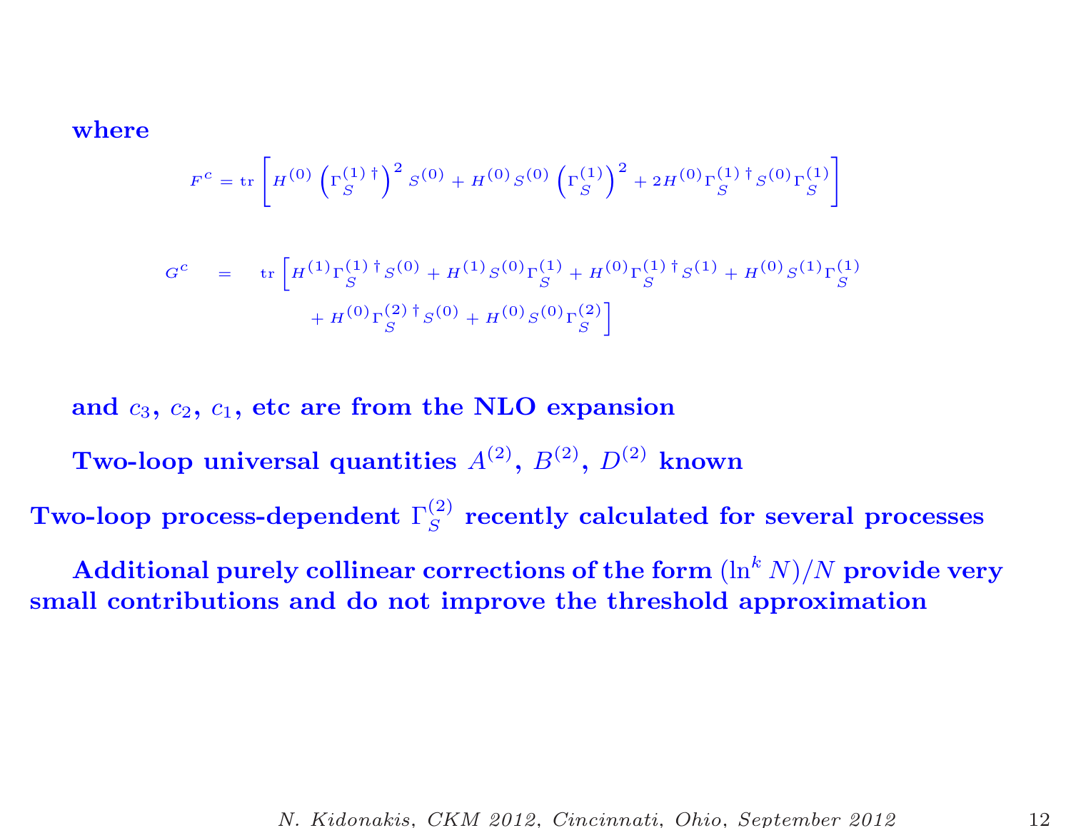**where**

$$F^c = \mathrm{tr}\left[H^{(0)}\left(\Gamma_S^{(1)\,\dagger}\right)^2 S^{(0)} + H^{(0)} S^{(0)}\left(\Gamma_S^{(1)}\right)^2 + 2H^{(0)}\Gamma_S^{(1)\,\dagger} S^{(0)}\Gamma_S^{(1)}\right]$$

$$G^c = \mathrm{tr}\left[H^{(1)}\Gamma_S^{(1)\,\dagger} S^{(0)} + H^{(1)} S^{(0)}\Gamma_S^{(1)} + H^{(0)}\Gamma_S^{(1)\,\dagger} S^{(1)} + H^{(0)} S^{(1)}\Gamma_S^{(1)} + H^{(0)}\Gamma_S^{(2)\,\dagger} S^{(0)} + H^{(0)} S^{(0)}\Gamma_S^{(2)}\right]$$

**and $c_3$, $c_2$, $c_1$, etc are from the NLO expansion**

**Two-loop universal quantities $A^{(2)}$, $B^{(2)}$, $D^{(2)}$ known**

**Two-loop process-dependent $\Gamma_S^{(2)}$ recently calculated for several processes**

**Additional purely collinear corrections of the form $(\ln^k N)/N$ provide very small contributions and do not improve the threshold approximation**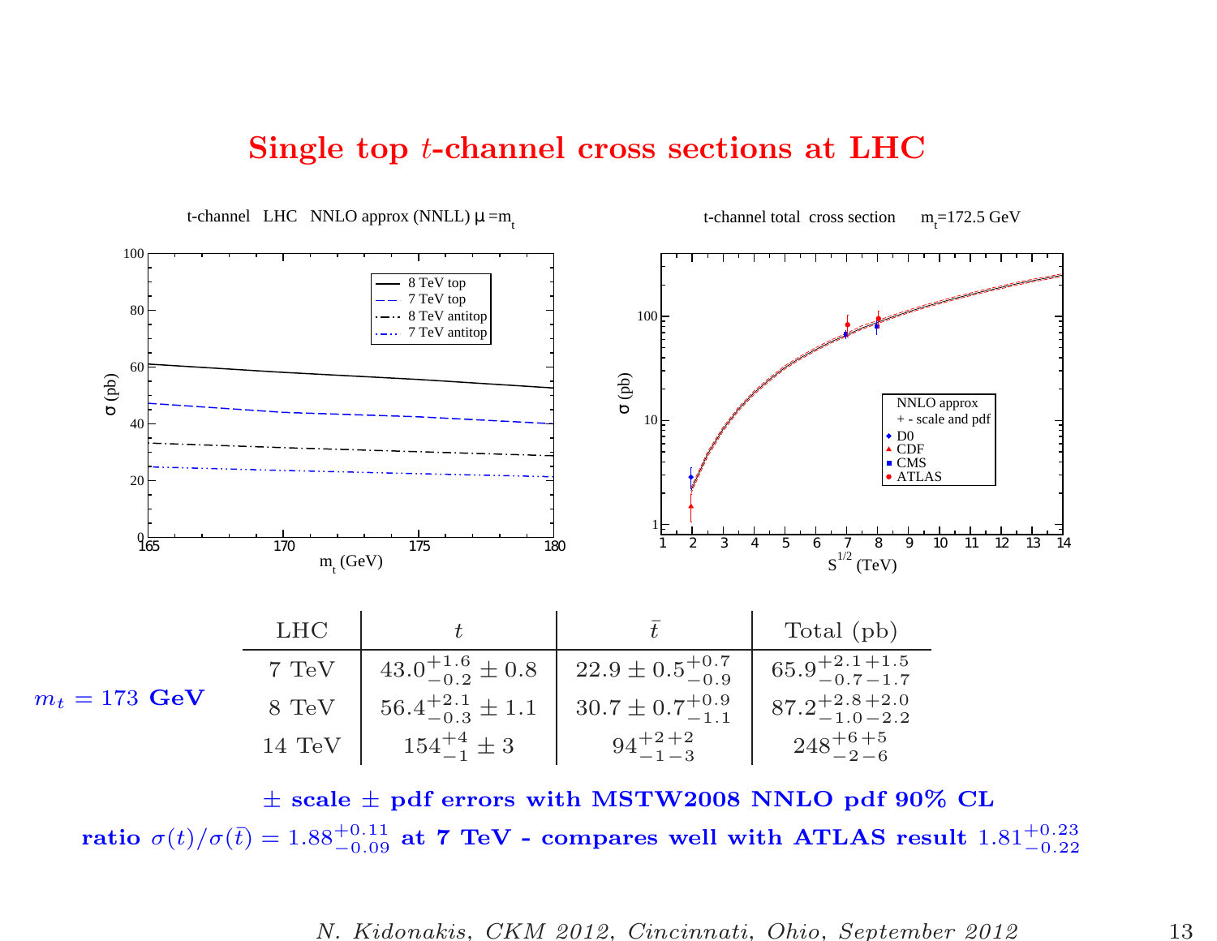# Single top $t$-channel cross sections at LHC

| LHC | $t$ | $\bar{t}$ | Total (pb) |
|---|---|---|---|
| 7 TeV | $43.0^{+1.6}_{-0.2} \pm 0.8$ | $22.9 \pm 0.5^{+0.7}_{-0.9}$ | $65.9^{+2.1\,+1.5}_{-0.7\,-1.7}$ |
| 8 TeV | $56.4^{+2.1}_{-0.3} \pm 1.1$ | $30.7 \pm 0.7^{+0.9}_{-1.1}$ | $87.2^{+2.8\,+2.0}_{-1.0\,-2.2}$ |
| 14 TeV | $154^{+4}_{-1} \pm 3$ | $94^{+2\,+2}_{-1\,-3}$ | $248^{+6\,+5}_{-2\,-6}$ |

$m_t = 173$ **GeV**

**$\pm$ scale $\pm$ pdf errors with MSTW2008 NNLO pdf 90% CL**

**ratio** $\sigma(t)/\sigma(\bar{t}) = 1.88^{+0.11}_{-0.09}$ **at 7 TeV - compares well with ATLAS result** $1.81^{+0.23}_{-0.22}$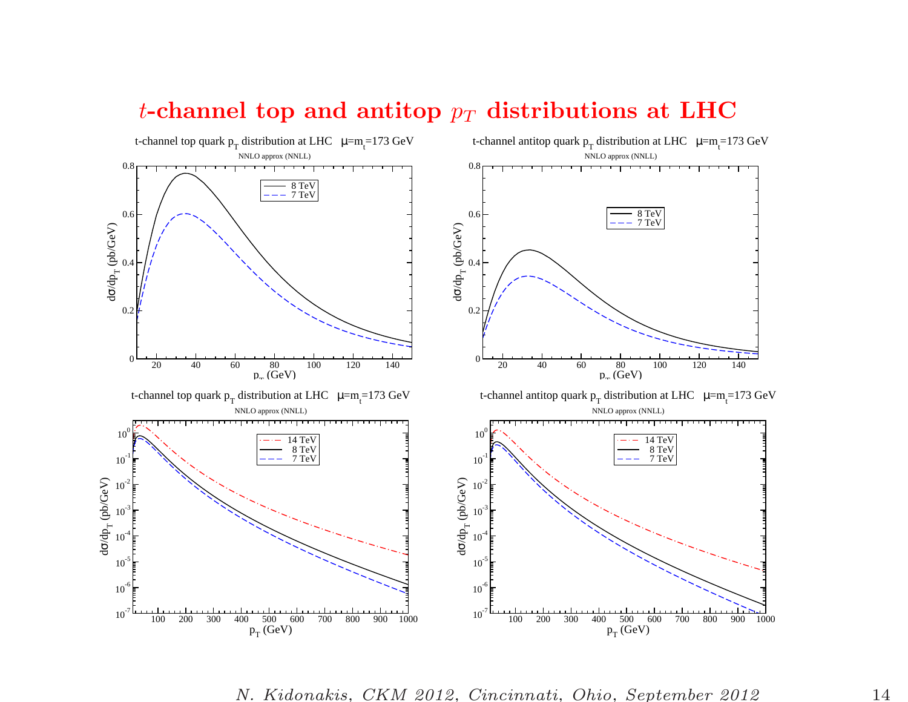# $t$-channel top and antitop $p_T$ distributions at LHC

t-channel top quark $p_T$ distribution at LHC $\mu=m_t=173$ GeV

NNLO approx (NNLL)

t-channel antitop quark $p_T$ distribution at LHC $\mu=m_t=173$ GeV

NNLO approx (NNLL)

t-channel top quark $p_T$ distribution at LHC $\mu=m_t=173$ GeV

NNLO approx (NNLL)

t-channel antitop quark $p_T$ distribution at LHC $\mu=m_t=173$ GeV

NNLO approx (NNLL)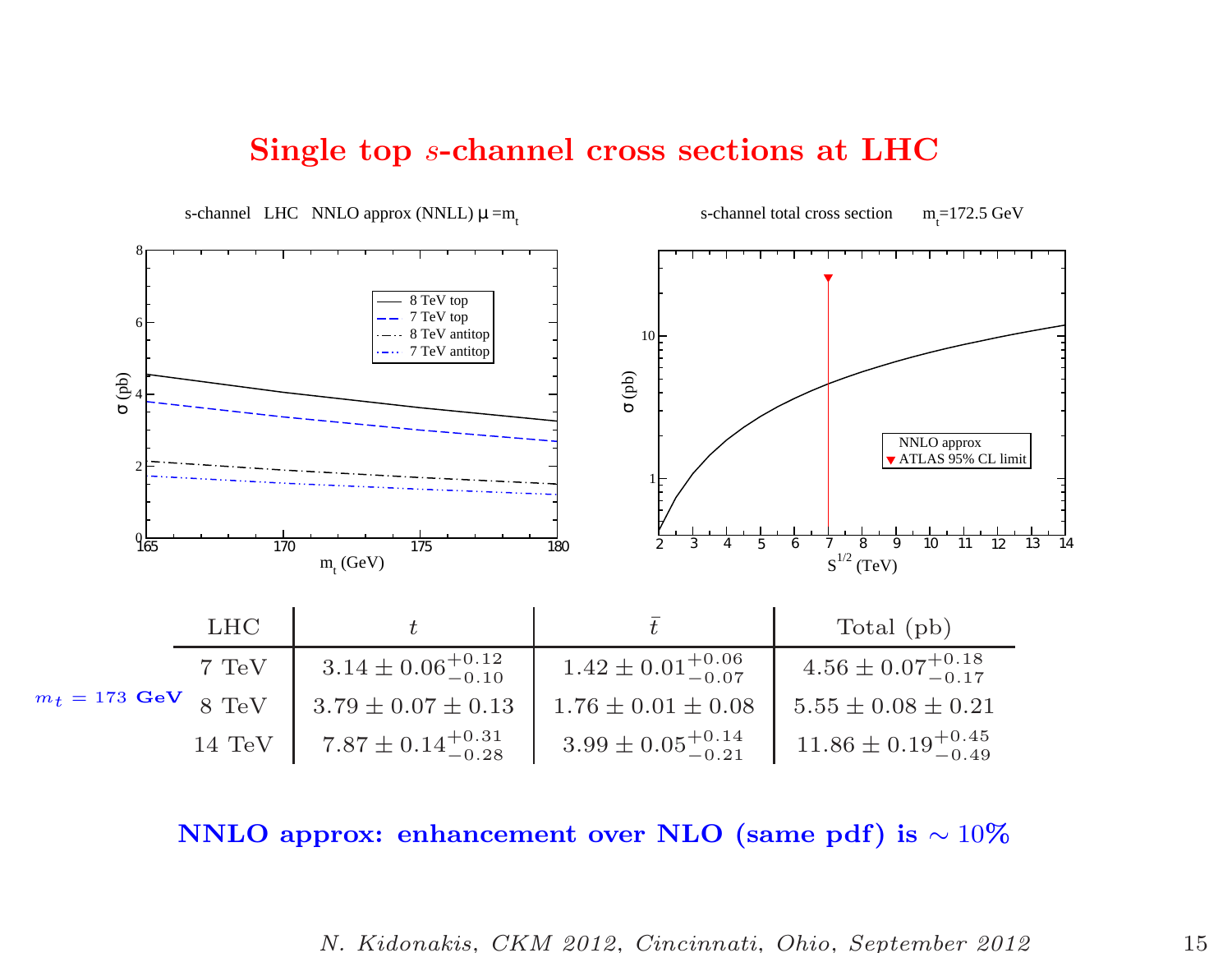# Single top $s$-channel cross sections at LHC

s-channel LHC NNLO approx (NNLL) $\mu = m_t$

s-channel total cross section $m_t$=172.5 GeV

$m_t = 173$ **GeV**

| LHC | $t$ | $\bar{t}$ | Total (pb) |
|---|---|---|---|
| 7 TeV | $3.14 \pm 0.06^{+0.12}_{-0.10}$ | $1.42 \pm 0.01^{+0.06}_{-0.07}$ | $4.56 \pm 0.07^{+0.18}_{-0.17}$ |
| 8 TeV | $3.79 \pm 0.07 \pm 0.13$ | $1.76 \pm 0.01 \pm 0.08$ | $5.55 \pm 0.08 \pm 0.21$ |
| 14 TeV | $7.87 \pm 0.14^{+0.31}_{-0.28}$ | $3.99 \pm 0.05^{+0.14}_{-0.21}$ | $11.86 \pm 0.19^{+0.45}_{-0.49}$ |

**NNLO approx: enhancement over NLO (same pdf) is $\sim 10\%$**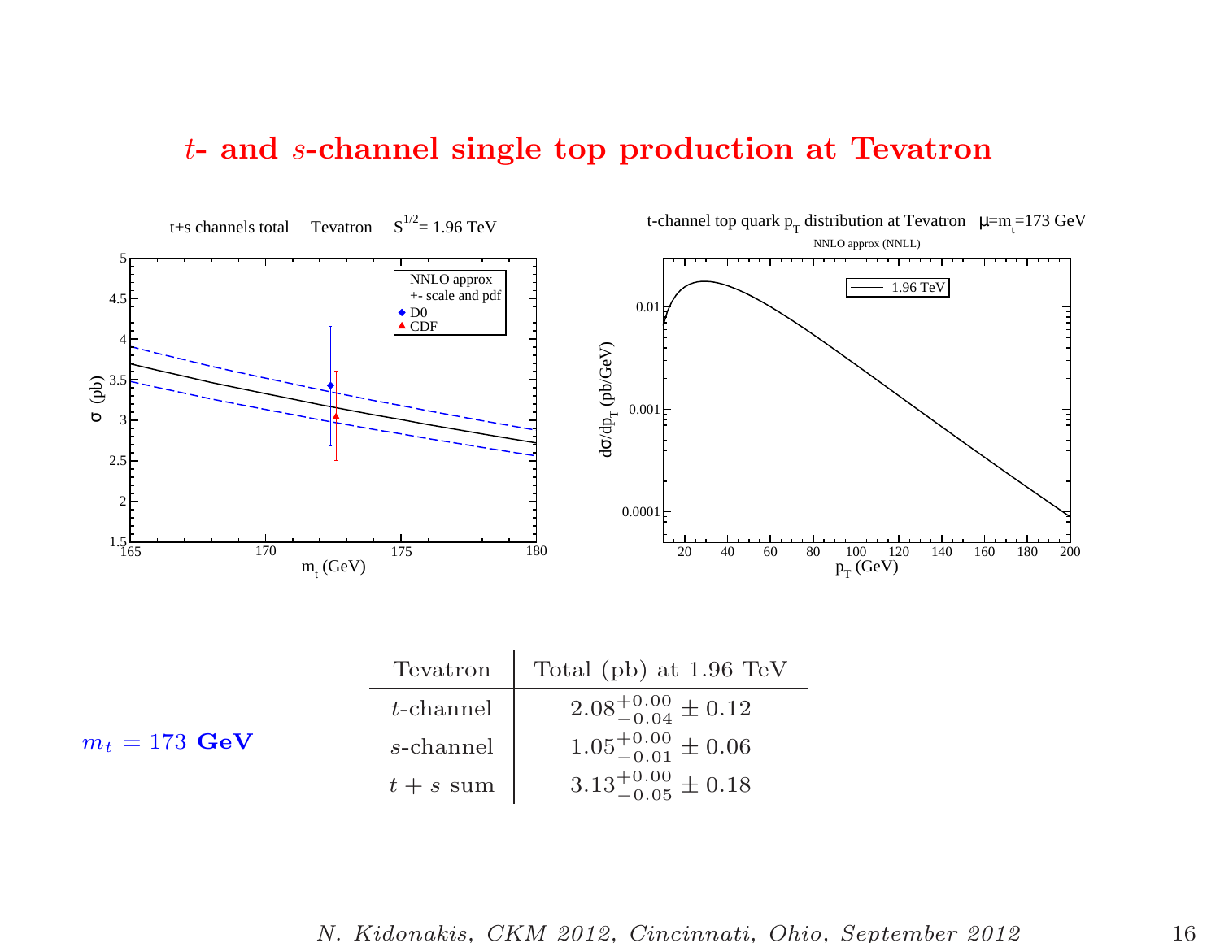# $t$- and $s$-channel single top production at Tevatron

$m_t = 173$ **GeV**

| Tevatron | Total (pb) at 1.96 TeV |
|---|---|
| $t$-channel | $2.08^{+0.00}_{-0.04} \pm 0.12$ |
| $s$-channel | $1.05^{+0.00}_{-0.01} \pm 0.06$ |
| $t+s$ sum | $3.13^{+0.00}_{-0.05} \pm 0.18$ |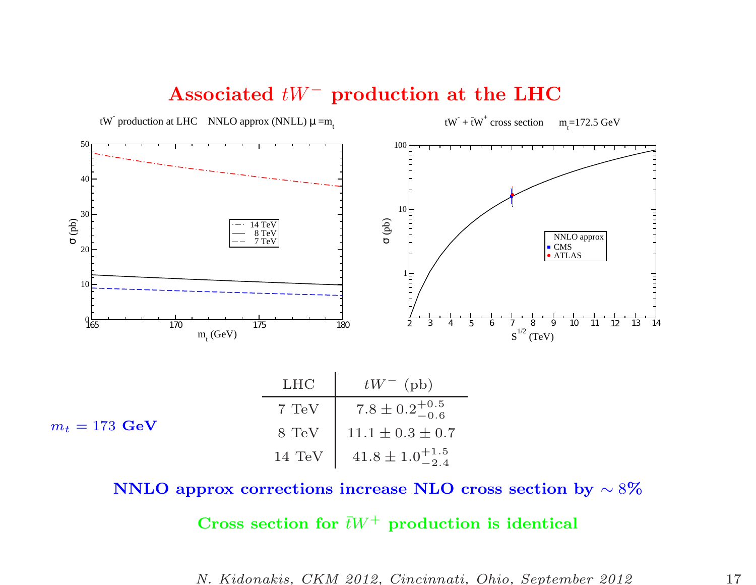# Associated $tW^-$ production at the LHC

$m_t = 173$ **GeV**

| LHC | $tW^-$ (pb) |
|---|---|
| 7 TeV | $7.8 \pm 0.2^{+0.5}_{-0.6}$ |
| 8 TeV | $11.1 \pm 0.3 \pm 0.7$ |
| 14 TeV | $41.8 \pm 1.0^{+1.5}_{-2.4}$ |

**NNLO approx corrections increase NLO cross section by $\sim 8\%$**

**Cross section for $\bar{t}W^+$ production is identical**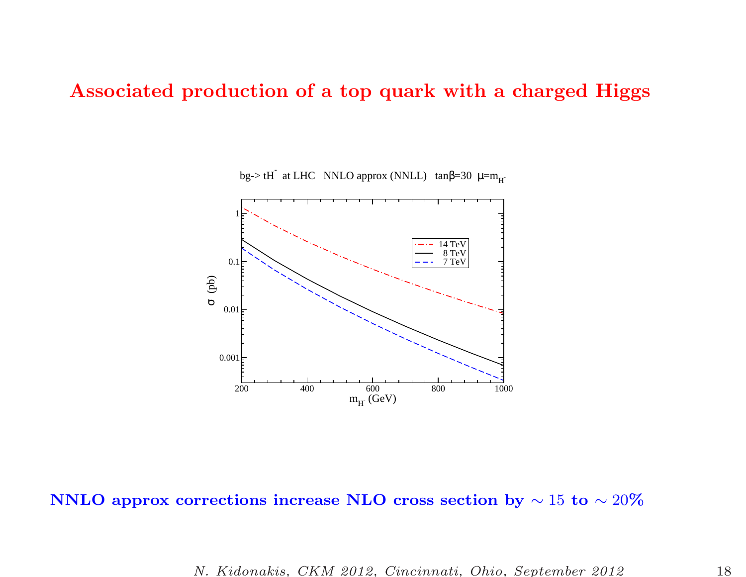# Associated production of a top quark with a charged Higgs

bg-> tH$^-$ at LHC NNLO approx (NNLL) tan$\beta$=30 $\mu$=$m_{H^-}$

**NNLO approx corrections increase NLO cross section by $\sim 15$ to $\sim 20\%$**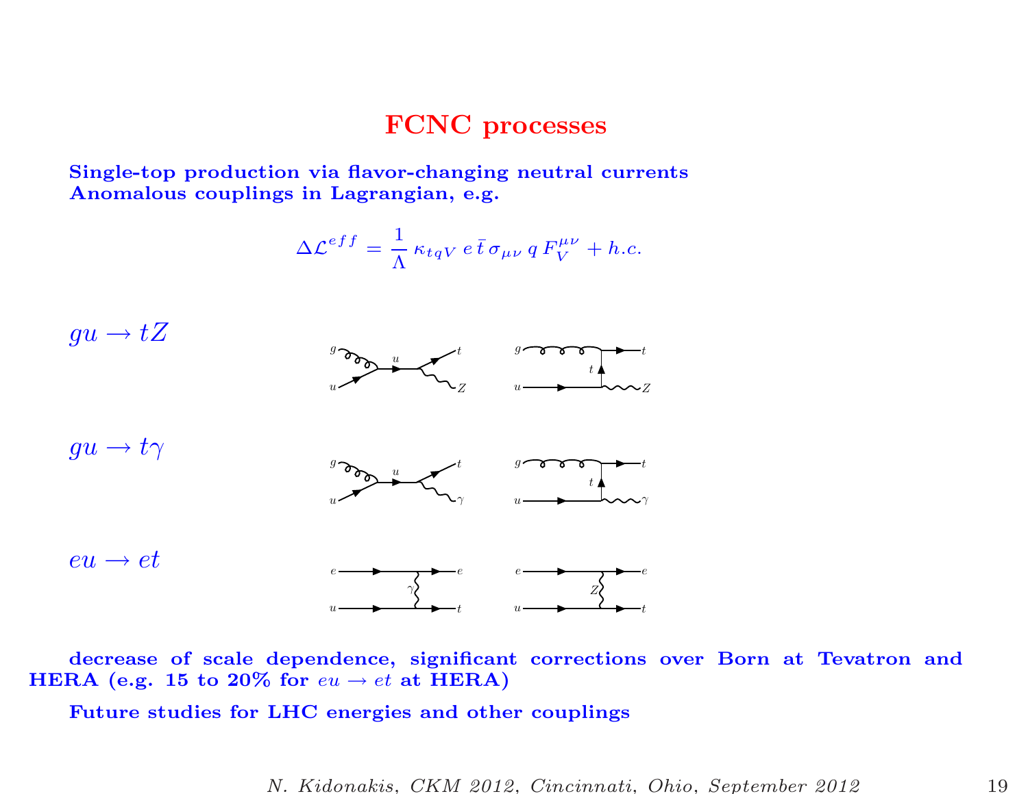# FCNC processes

**Single-top production via flavor-changing neutral currents**
**Anomalous couplings in Lagrangian, e.g.**

$$\Delta \mathcal{L}^{eff} = \frac{1}{\Lambda} \, \kappa_{tqV} \, e \, \bar{t} \, \sigma_{\mu\nu} \, q \, F_V^{\mu\nu} + h.c.$$

$gu \to tZ$

$gu \to t\gamma$

$eu \to et$

**decrease of scale dependence, significant corrections over Born at Tevatron and HERA (e.g. 15 to 20% for $eu \to et$ at HERA)**

**Future studies for LHC energies and other couplings**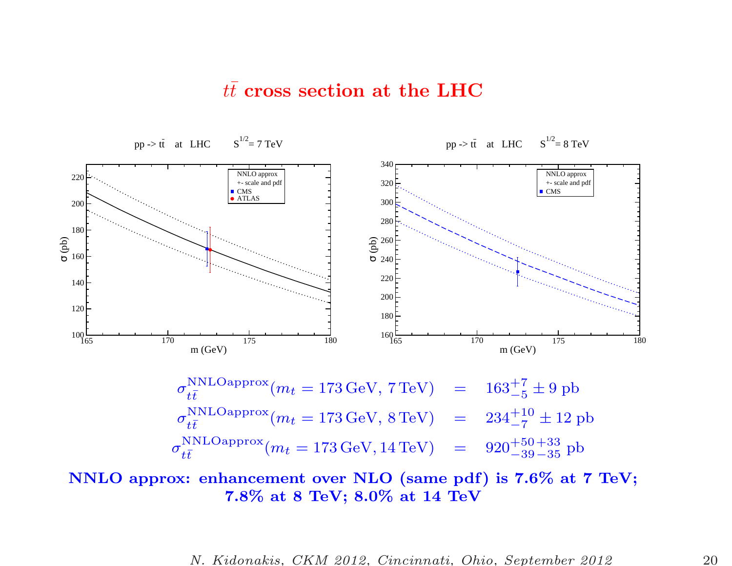# $t\bar{t}$ cross section at the LHC

$$\sigma_{t\bar{t}}^{\rm NNLOapprox}(m_t = 173\,{\rm GeV},\, 7\,{\rm TeV}) \quad = \quad 163^{+7}_{-5} \pm 9 \text{ pb}$$

$$\sigma_{t\bar{t}}^{\rm NNLOapprox}(m_t = 173\,{\rm GeV},\, 8\,{\rm TeV}) \quad = \quad 234^{+10}_{-7} \pm 12 \text{ pb}$$

$$\sigma_{t\bar{t}}^{\rm NNLOapprox}(m_t = 173\,{\rm GeV},\, 14\,{\rm TeV}) \quad = \quad 920^{+50\,+33}_{-39\,-35} \text{ pb}$$

**NNLO approx: enhancement over NLO (same pdf) is 7.6% at 7 TeV; 7.8% at 8 TeV; 8.0% at 14 TeV**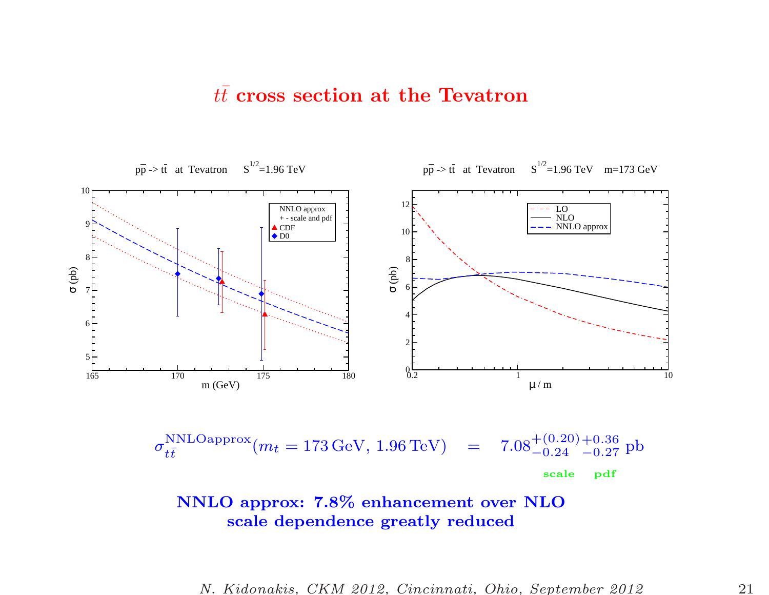# $t\bar{t}$ cross section at the Tevatron

$$\sigma_{t\bar{t}}^{\rm NNLOapprox}(m_t = 173\,{\rm GeV},\, 1.96\,{\rm TeV}) \quad = \quad 7.08^{+(0.20)\,+0.36}_{-0.24\;\;\,-0.27}\ {\rm pb}$$

scale pdf

**NNLO approx: 7.8% enhancement over NLO**
**scale dependence greatly reduced**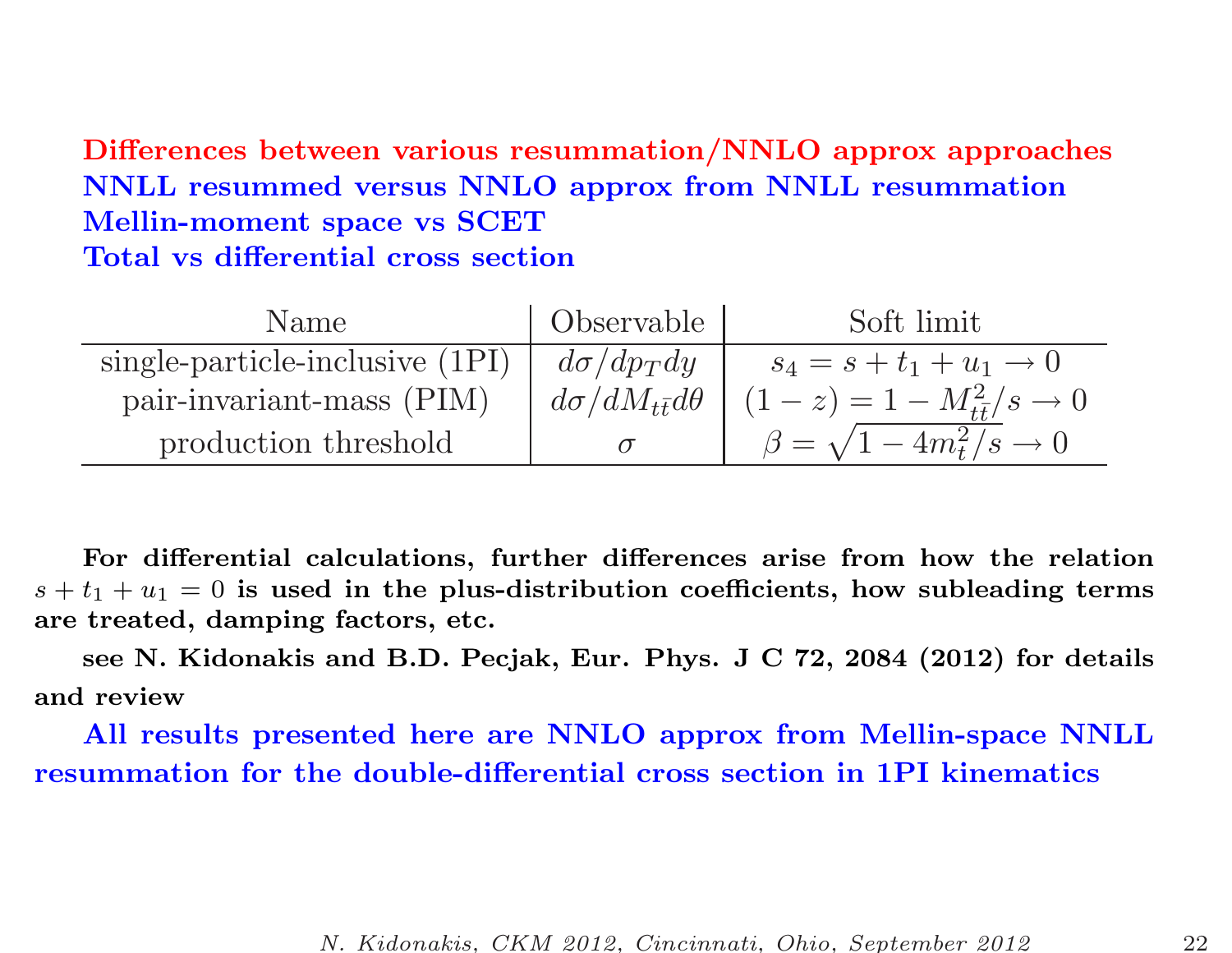**Differences between various resummation/NNLO approx approaches**

**NNLL resummed versus NNLO approx from NNLL resummation**

**Mellin-moment space vs SCET**

**Total vs differential cross section**

| Name | Observable | Soft limit |
|---|---|---|
| single-particle-inclusive (1PI) | $d\sigma/dp_T dy$ | $s_4 = s + t_1 + u_1 \to 0$ |
| pair-invariant-mass (PIM) | $d\sigma/dM_{t\bar{t}} d\theta$ | $(1-z) = 1 - M_{t\bar{t}}^2/s \to 0$ |
| production threshold | $\sigma$ | $\beta = \sqrt{1 - 4m_t^2/s} \to 0$ |

**For differential calculations, further differences arise from how the relation $s + t_1 + u_1 = 0$ is used in the plus-distribution coefficients, how subleading terms are treated, damping factors, etc.**

**see N. Kidonakis and B.D. Pecjak, Eur. Phys. J C 72, 2084 (2012) for details and review**

**All results presented here are NNLO approx from Mellin-space NNLL resummation for the double-differential cross section in 1PI kinematics**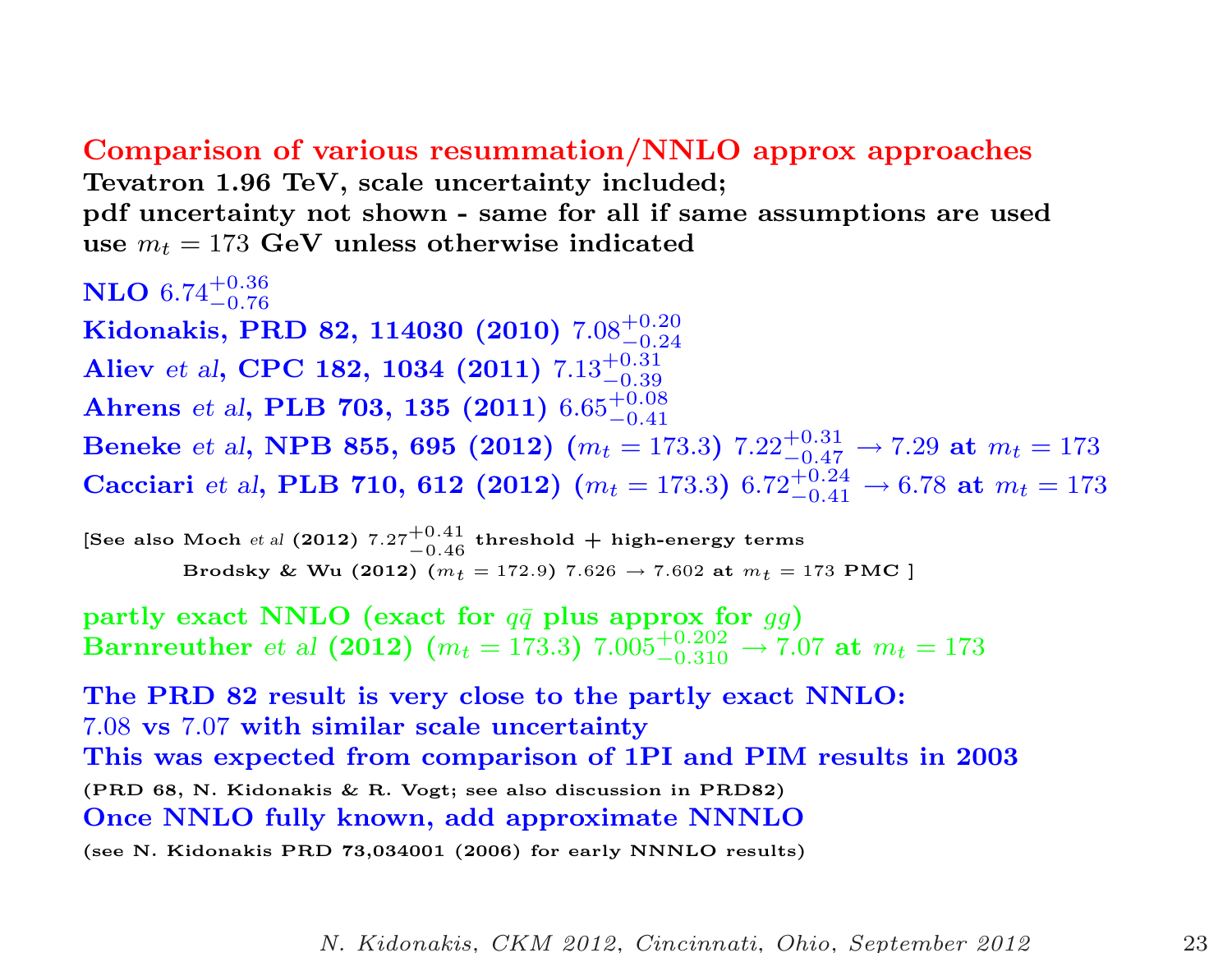## Comparison of various resummation/NNLO approx approaches

**Tevatron 1.96 TeV, scale uncertainty included;**
**pdf uncertainty not shown - same for all if same assumptions are used**
**use $m_t = 173$ GeV unless otherwise indicated**

**NLO** $6.74^{+0.36}_{-0.76}$
**Kidonakis, PRD 82, 114030 (2010)** $7.08^{+0.20}_{-0.24}$
**Aliev** *et al*, **CPC 182, 1034 (2011)** $7.13^{+0.31}_{-0.39}$
**Ahrens** *et al*, **PLB 703, 135 (2011)** $6.65^{+0.08}_{-0.41}$
**Beneke** *et al*, **NPB 855, 695 (2012)** ($m_t = 173.3$) $7.22^{+0.31}_{-0.47} \rightarrow 7.29$ **at** $m_t = 173$
**Cacciari** *et al*, **PLB 710, 612 (2012)** ($m_t = 173.3$) $6.72^{+0.24}_{-0.41} \rightarrow 6.78$ **at** $m_t = 173$

[**See also Moch** *et al* **(2012)** $7.27^{+0.41}_{-0.46}$ **threshold + high-energy terms**
**Brodsky & Wu (2012)** ($m_t = 172.9$) $7.626 \rightarrow 7.602$ **at** $m_t = 173$ **PMC** ]

**partly exact NNLO (exact for $q\bar{q}$ plus approx for $gg$)**
**Barnreuther** *et al* **(2012)** ($m_t = 173.3$) $7.005^{+0.202}_{-0.310} \rightarrow 7.07$ **at** $m_t = 173$

**The PRD 82 result is very close to the partly exact NNLO:**
7.08 **vs** 7.07 **with similar scale uncertainty**
**This was expected from comparison of 1PI and PIM results in 2003**
**(PRD 68, N. Kidonakis & R. Vogt; see also discussion in PRD82)**
**Once NNLO fully known, add approximate NNNLO**
**(see N. Kidonakis PRD 73,034001 (2006) for early NNNLO results)**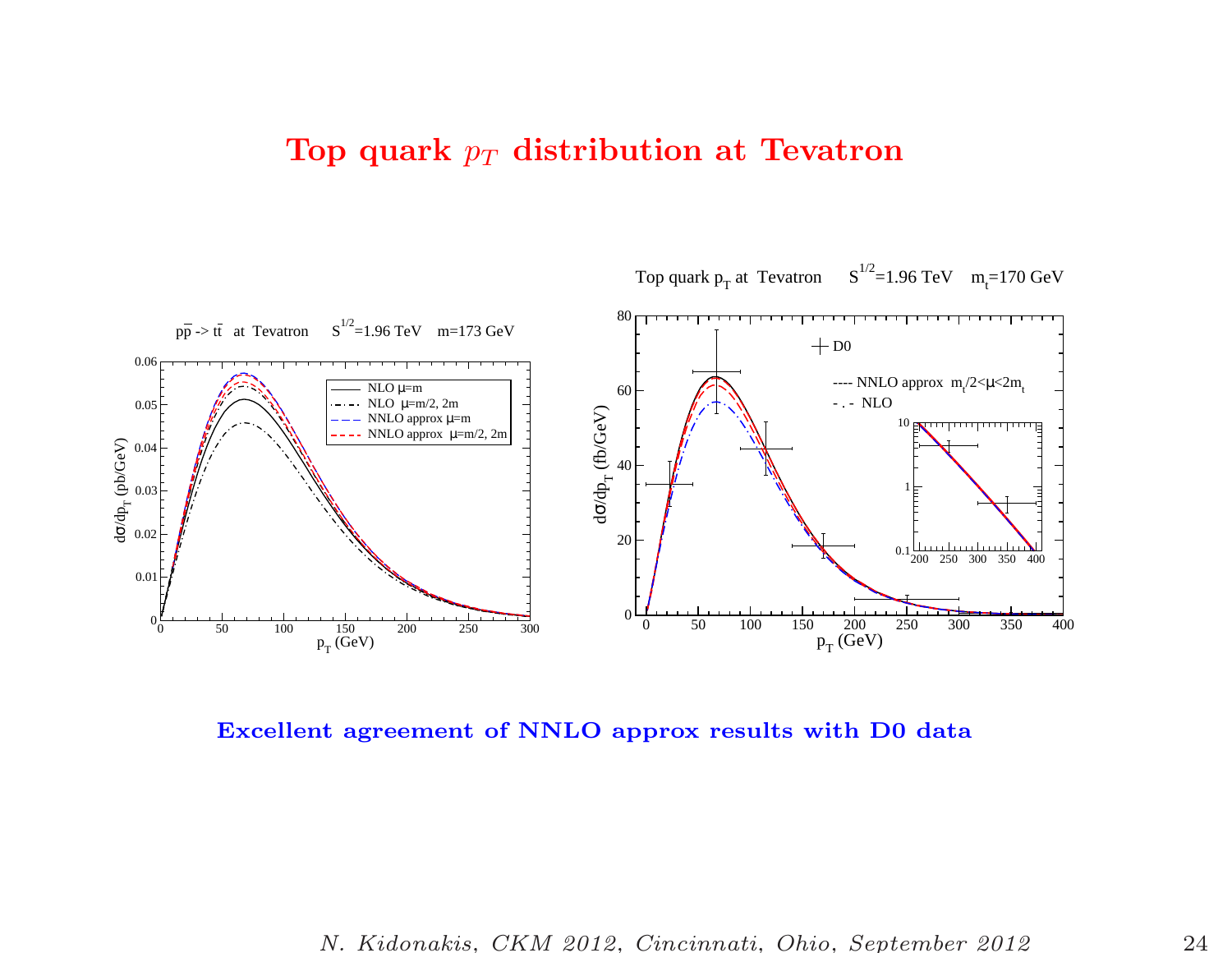# Top quark $p_T$ distribution at Tevatron

**Excellent agreement of NNLO approx results with D0 data**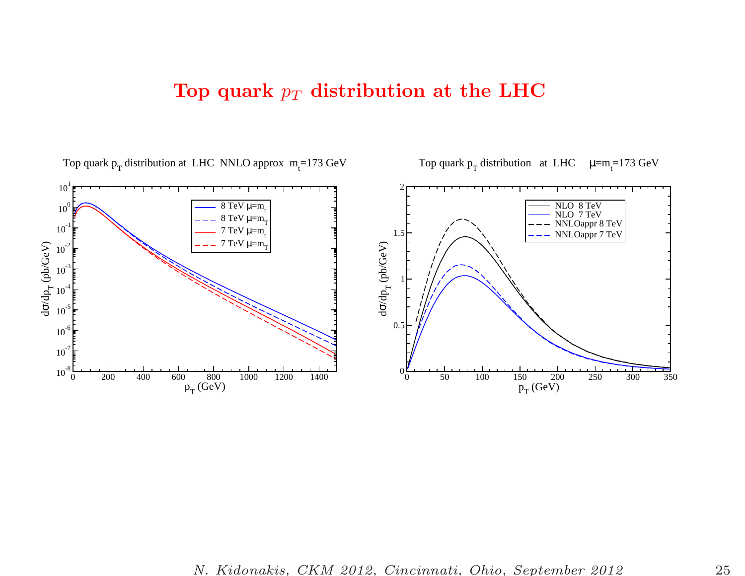# Top quark $p_T$ distribution at the LHC

Top quark $p_T$ distribution at LHC NNLO approx $m_t$=173 GeV

Top quark $p_T$ distribution at LHC $\mu$=$m_t$=173 GeV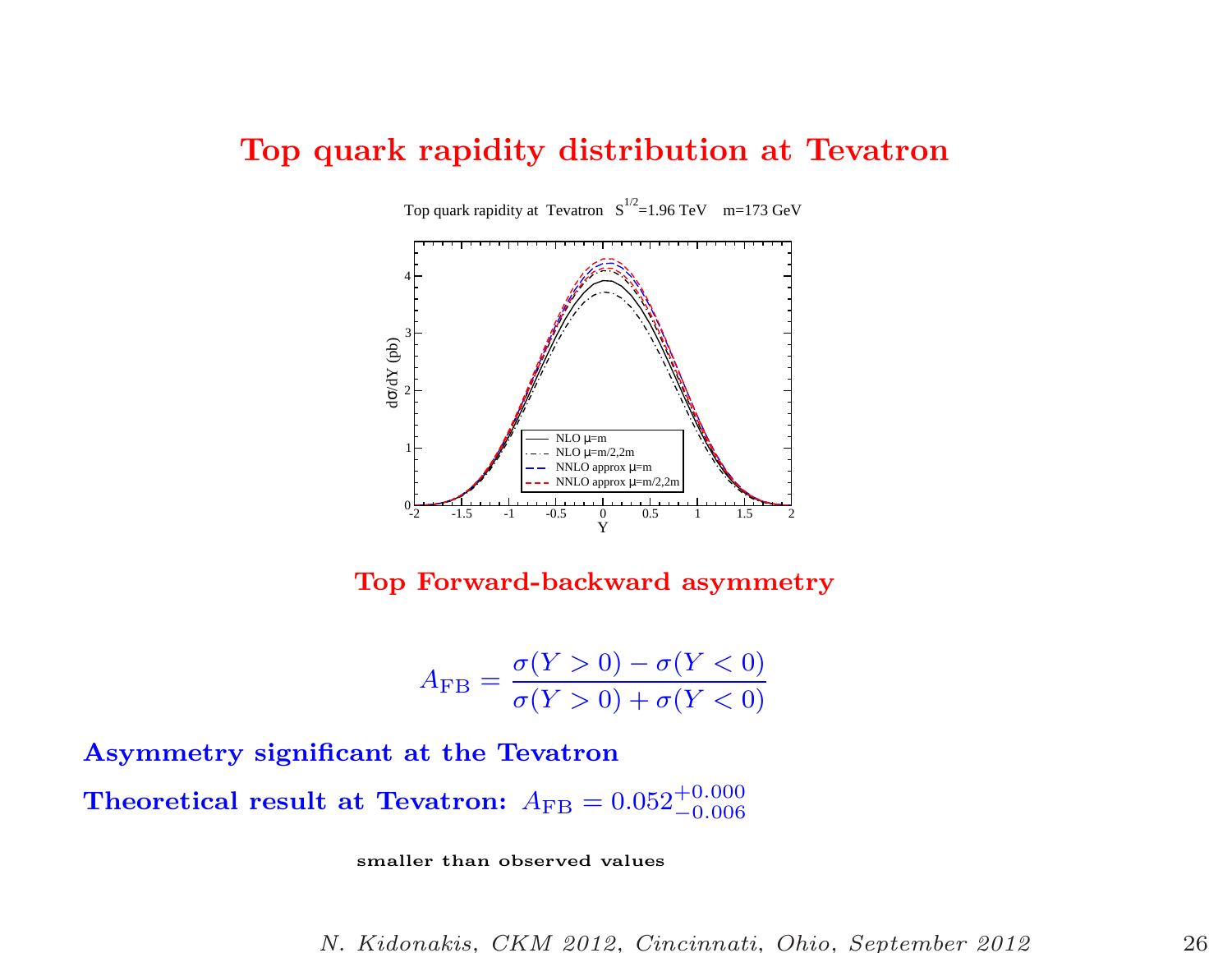# Top quark rapidity distribution at Tevatron

Top quark rapidity at Tevatron $S^{1/2}$=1.96 TeV m=173 GeV

## Top Forward-backward asymmetry

$$A_{\rm FB} = \frac{\sigma(Y>0) - \sigma(Y<0)}{\sigma(Y>0) + \sigma(Y<0)}$$

**Asymmetry significant at the Tevatron**

**Theoretical result at Tevatron:** $A_{\rm FB} = 0.052^{+0.000}_{-0.006}$

**smaller than observed values**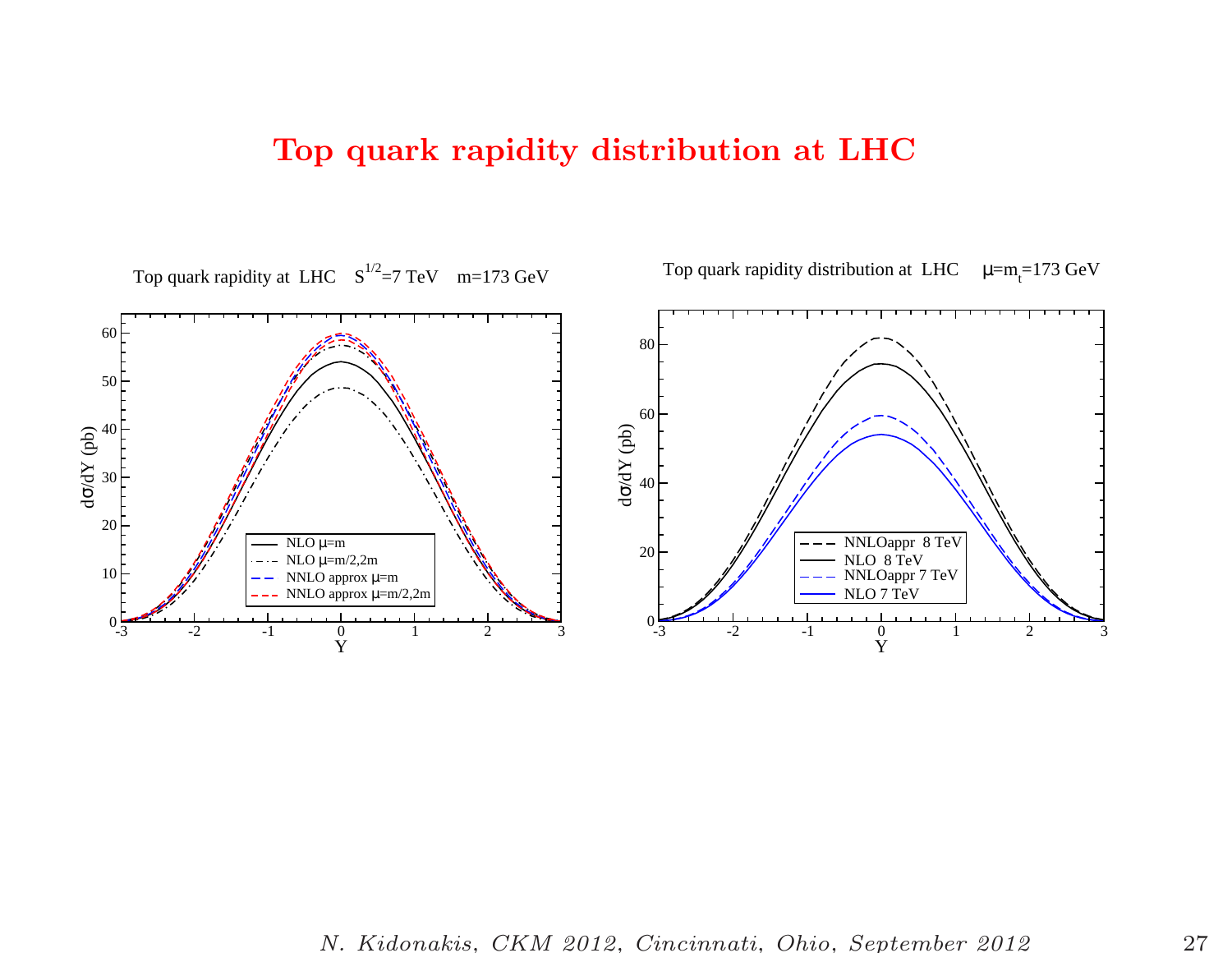# Top quark rapidity distribution at LHC

Top quark rapidity at LHC $S^{1/2}$=7 TeV m=173 GeV

Top quark rapidity distribution at LHC $\mu$=$m_t$=173 GeV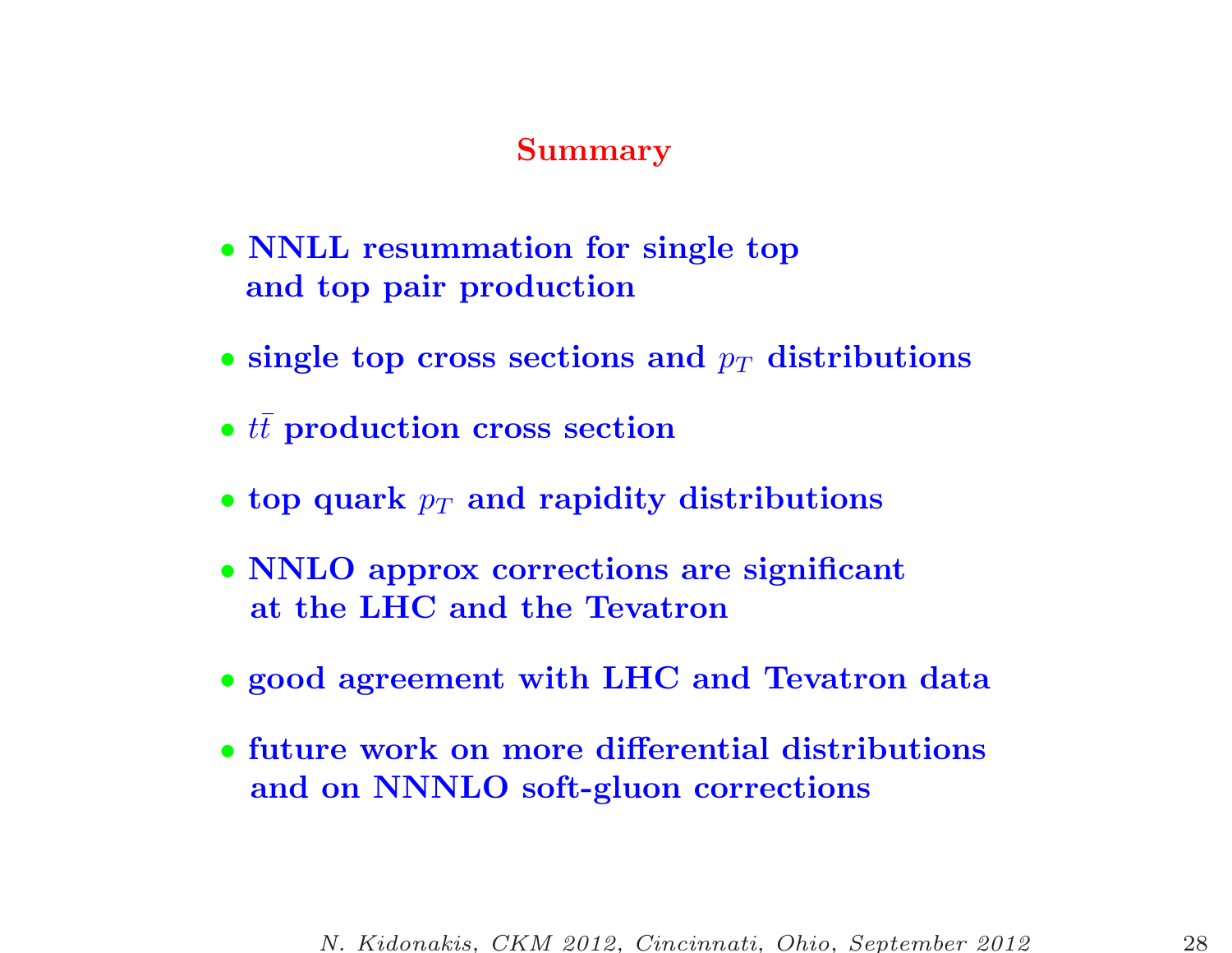# Summary

- **NNLL resummation for single top and top pair production**
- **single top cross sections and $p_T$ distributions**
- **$t\bar{t}$ production cross section**
- **top quark $p_T$ and rapidity distributions**
- **NNLO approx corrections are significant at the LHC and the Tevatron**
- **good agreement with LHC and Tevatron data**
- **future work on more differential distributions and on NNNLO soft-gluon corrections**